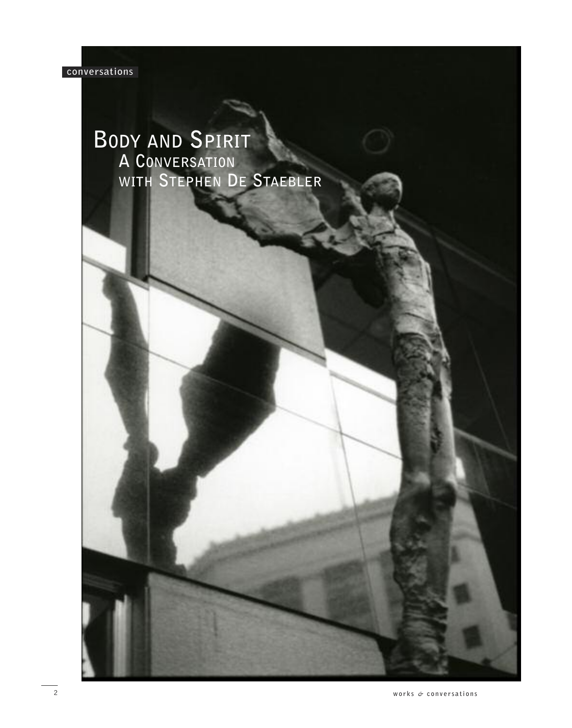conversations

# Body and Spirit

## A Conversation with Stephen De Staebler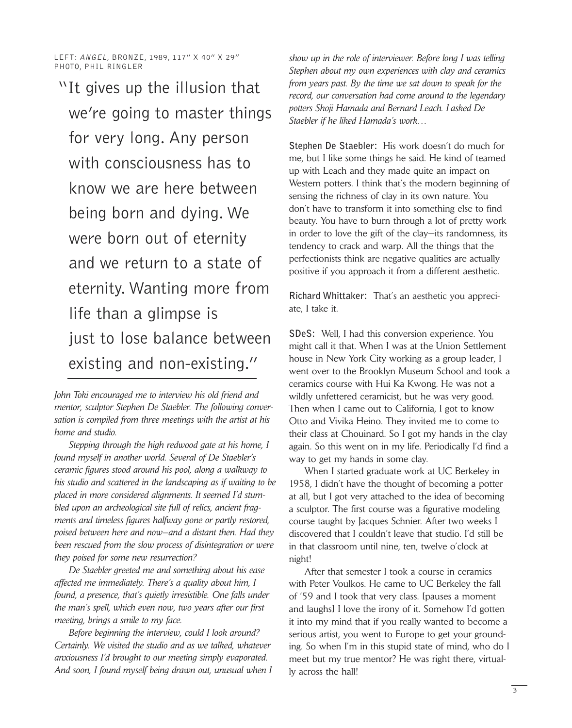LEFT: *ANGEL*, BRONZE, 1989, 117" X 40" X 29"
PHOTO, PHIL RINGLER

"It gives up the illusion that we're going to master things for very long. Any person with consciousness has to know we are here between being born and dying. We were born out of eternity and we return to a state of eternity. Wanting more from life than a glimpse is just to lose balance between existing and non-existing."

*John Toki encouraged me to interview his old friend and mentor, sculptor Stephen De Staebler. The following conversation is compiled from three meetings with the artist at his home and studio.*

*Stepping through the high redwood gate at his home, I found myself in another world. Several of De Staebler's ceramic figures stood around his pool, along a walkway to his studio and scattered in the landscaping as if waiting to be placed in more considered alignments. It seemed I'd stumbled upon an archeological site full of relics, ancient fragments and timeless figures halfway gone or partly restored, poised between here and now—and a distant then. Had they been rescued from the slow process of disintegration or were they poised for some new resurrection?*

*De Staebler greeted me and something about his ease affected me immediately. There's a quality about him, I found, a presence, that's quietly irresistible. One falls under the man's spell, which even now, two years after our first meeting, brings a smile to my face.*

*Before beginning the interview, could I look around? Certainly. We visited the studio and as we talked, whatever anxiousness I'd brought to our meeting simply evaporated. And soon, I found myself being drawn out, unusual when I show up in the role of interviewer. Before long I was telling Stephen about my own experiences with clay and ceramics from years past. By the time we sat down to speak for the record, our conversation had come around to the legendary potters Shoji Hamada and Bernard Leach. I asked De Staebler if he liked Hamada's work…*

**Stephen De Staebler:** His work doesn't do much for me, but I like some things he said. He kind of teamed up with Leach and they made quite an impact on Western potters. I think that's the modern beginning of sensing the richness of clay in its own nature. You don't have to transform it into something else to find beauty. You have to burn through a lot of pretty work in order to love the gift of the clay—its randomness, its tendency to crack and warp. All the things that the perfectionists think are negative qualities are actually positive if you approach it from a different aesthetic.

**Richard Whittaker:** That's an aesthetic you appreciate, I take it.

**SDeS:** Well, I had this conversion experience. You might call it that. When I was at the Union Settlement house in New York City working as a group leader, I went over to the Brooklyn Museum School and took a ceramics course with Hui Ka Kwong. He was not a wildly unfettered ceramicist, but he was very good. Then when I came out to California, I got to know Otto and Vivika Heino. They invited me to come to their class at Chouinard. So I got my hands in the clay again. So this went on in my life. Periodically I'd find a way to get my hands in some clay.

When I started graduate work at UC Berkeley in 1958, I didn't have the thought of becoming a potter at all, but I got very attached to the idea of becoming a sculptor. The first course was a figurative modeling course taught by Jacques Schnier. After two weeks I discovered that I couldn't leave that studio. I'd still be in that classroom until nine, ten, twelve o'clock at night!

After that semester I took a course in ceramics with Peter Voulkos. He came to UC Berkeley the fall of '59 and I took that very class. [pauses a moment and laughs] I love the irony of it. Somehow I'd gotten it into my mind that if you really wanted to become a serious artist, you went to Europe to get your grounding. So when I'm in this stupid state of mind, who do I meet but my true mentor? He was right there, virtually across the hall!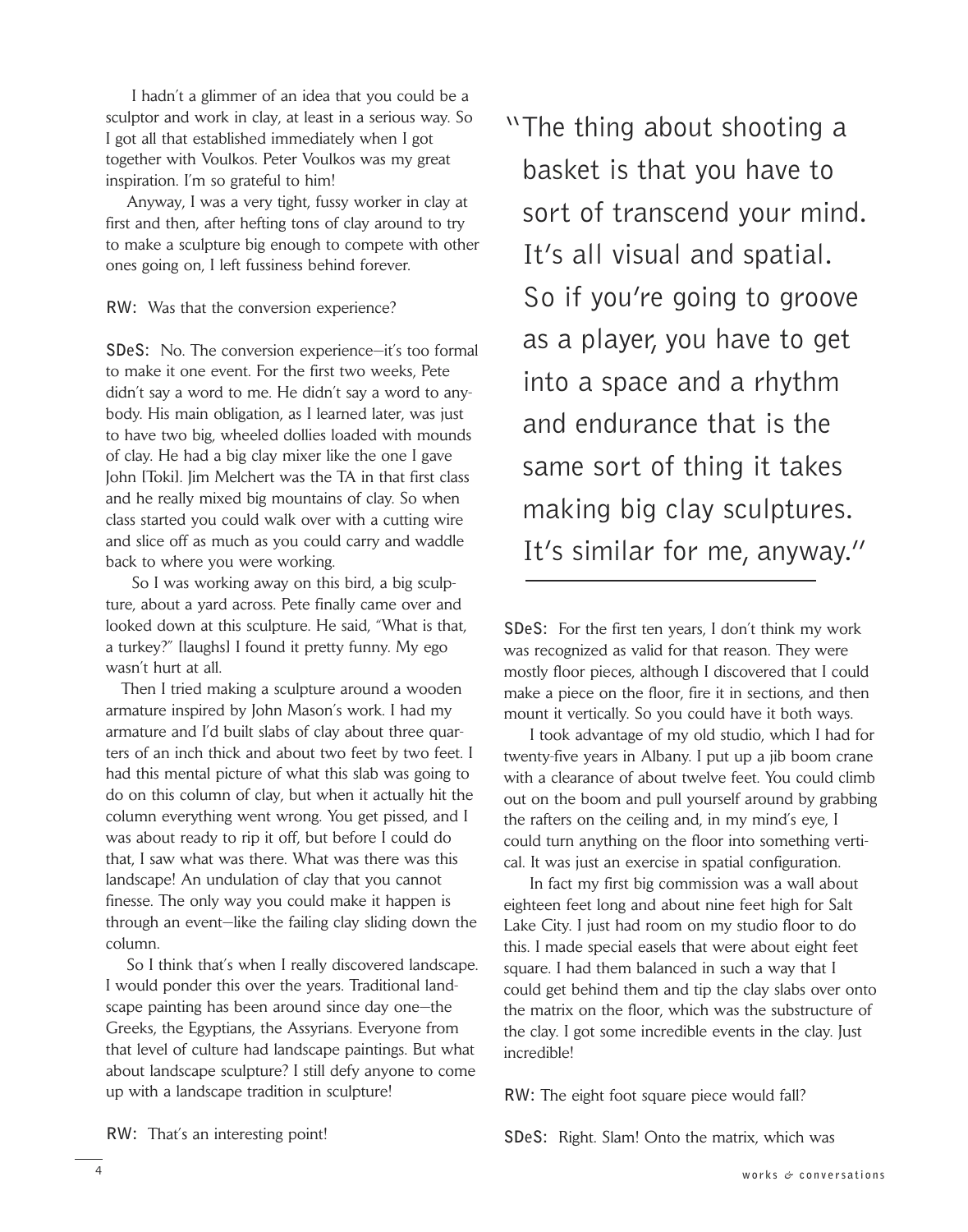I hadn't a glimmer of an idea that you could be a sculptor and work in clay, at least in a serious way. So I got all that established immediately when I got together with Voulkos. Peter Voulkos was my great inspiration. I'm so grateful to him!

Anyway, I was a very tight, fussy worker in clay at first and then, after hefting tons of clay around to try to make a sculpture big enough to compete with other ones going on, I left fussiness behind forever.

**RW:** Was that the conversion experience?

**SDeS:** No. The conversion experience—it's too formal to make it one event. For the first two weeks, Pete didn't say a word to me. He didn't say a word to anybody. His main obligation, as I learned later, was just to have two big, wheeled dollies loaded with mounds of clay. He had a big clay mixer like the one I gave John [Toki]. Jim Melchert was the TA in that first class and he really mixed big mountains of clay. So when class started you could walk over with a cutting wire and slice off as much as you could carry and waddle back to where you were working.

So I was working away on this bird, a big sculpture, about a yard across. Pete finally came over and looked down at this sculpture. He said, "What is that, a turkey?" [laughs] I found it pretty funny. My ego wasn't hurt at all.

Then I tried making a sculpture around a wooden armature inspired by John Mason's work. I had my armature and I'd built slabs of clay about three quarters of an inch thick and about two feet by two feet. I had this mental picture of what this slab was going to do on this column of clay, but when it actually hit the column everything went wrong. You get pissed, and I was about ready to rip it off, but before I could do that, I saw what was there. What was there was this landscape! An undulation of clay that you cannot finesse. The only way you could make it happen is through an event—like the failing clay sliding down the column.

So I think that's when I really discovered landscape. I would ponder this over the years. Traditional landscape painting has been around since day one—the Greeks, the Egyptians, the Assyrians. Everyone from that level of culture had landscape paintings. But what about landscape sculpture? I still defy anyone to come up with a landscape tradition in sculpture!

**RW:** That's an interesting point!

> "The thing about shooting a basket is that you have to sort of transcend your mind. It's all visual and spatial. So if you're going to groove as a player, you have to get into a space and a rhythm and endurance that is the same sort of thing it takes making big clay sculptures. It's similar for me, anyway."

**SDeS:** For the first ten years, I don't think my work was recognized as valid for that reason. They were mostly floor pieces, although I discovered that I could make a piece on the floor, fire it in sections, and then mount it vertically. So you could have it both ways.

I took advantage of my old studio, which I had for twenty-five years in Albany. I put up a jib boom crane with a clearance of about twelve feet. You could climb out on the boom and pull yourself around by grabbing the rafters on the ceiling and, in my mind's eye, I could turn anything on the floor into something vertical. It was just an exercise in spatial configuration.

In fact my first big commission was a wall about eighteen feet long and about nine feet high for Salt Lake City. I just had room on my studio floor to do this. I made special easels that were about eight feet square. I had them balanced in such a way that I could get behind them and tip the clay slabs over onto the matrix on the floor, which was the substructure of the clay. I got some incredible events in the clay. Just incredible!

**RW:** The eight foot square piece would fall?

**SDeS:** Right. Slam! Onto the matrix, which was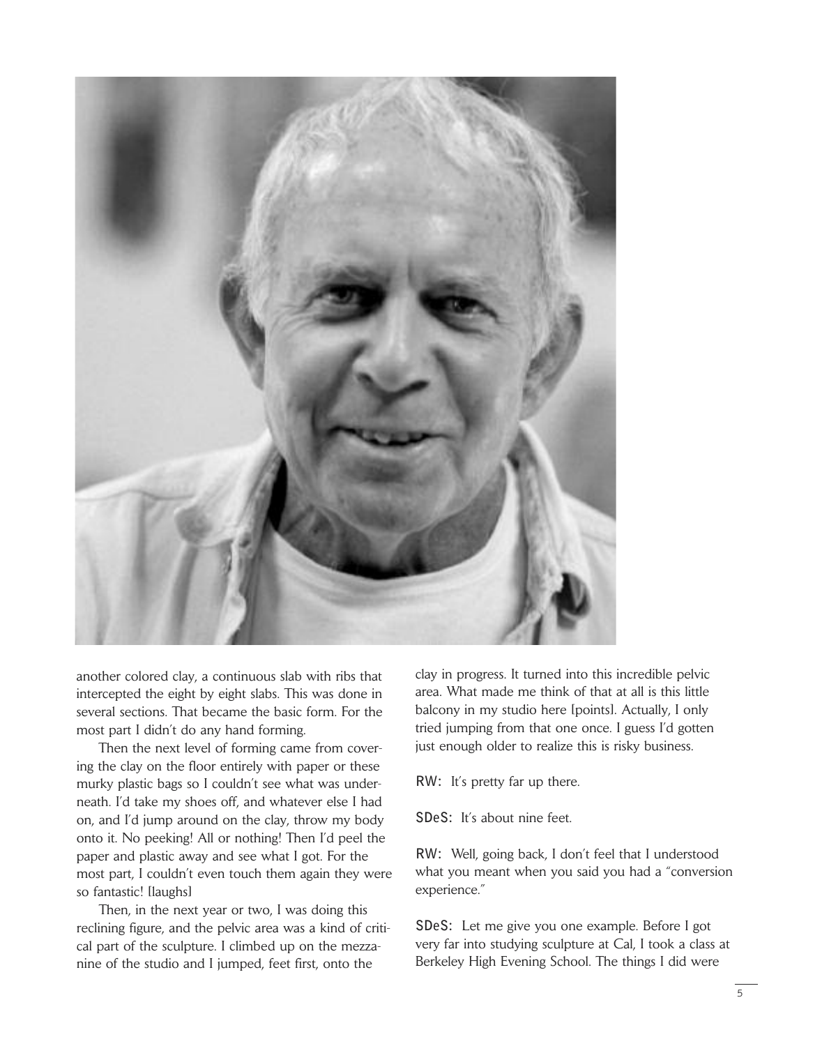another colored clay, a continuous slab with ribs that intercepted the eight by eight slabs. This was done in several sections. That became the basic form. For the most part I didn't do any hand forming.

Then the next level of forming came from covering the clay on the floor entirely with paper or these murky plastic bags so I couldn't see what was underneath. I'd take my shoes off, and whatever else I had on, and I'd jump around on the clay, throw my body onto it. No peeking! All or nothing! Then I'd peel the paper and plastic away and see what I got. For the most part, I couldn't even touch them again they were so fantastic! [laughs]

Then, in the next year or two, I was doing this reclining figure, and the pelvic area was a kind of critical part of the sculpture. I climbed up on the mezzanine of the studio and I jumped, feet first, onto the clay in progress. It turned into this incredible pelvic area. What made me think of that at all is this little balcony in my studio here [points]. Actually, I only tried jumping from that one once. I guess I'd gotten just enough older to realize this is risky business.

**RW:** It's pretty far up there.

**SDeS:** It's about nine feet.

**RW:** Well, going back, I don't feel that I understood what you meant when you said you had a "conversion experience."

**SDeS:** Let me give you one example. Before I got very far into studying sculpture at Cal, I took a class at Berkeley High Evening School. The things I did were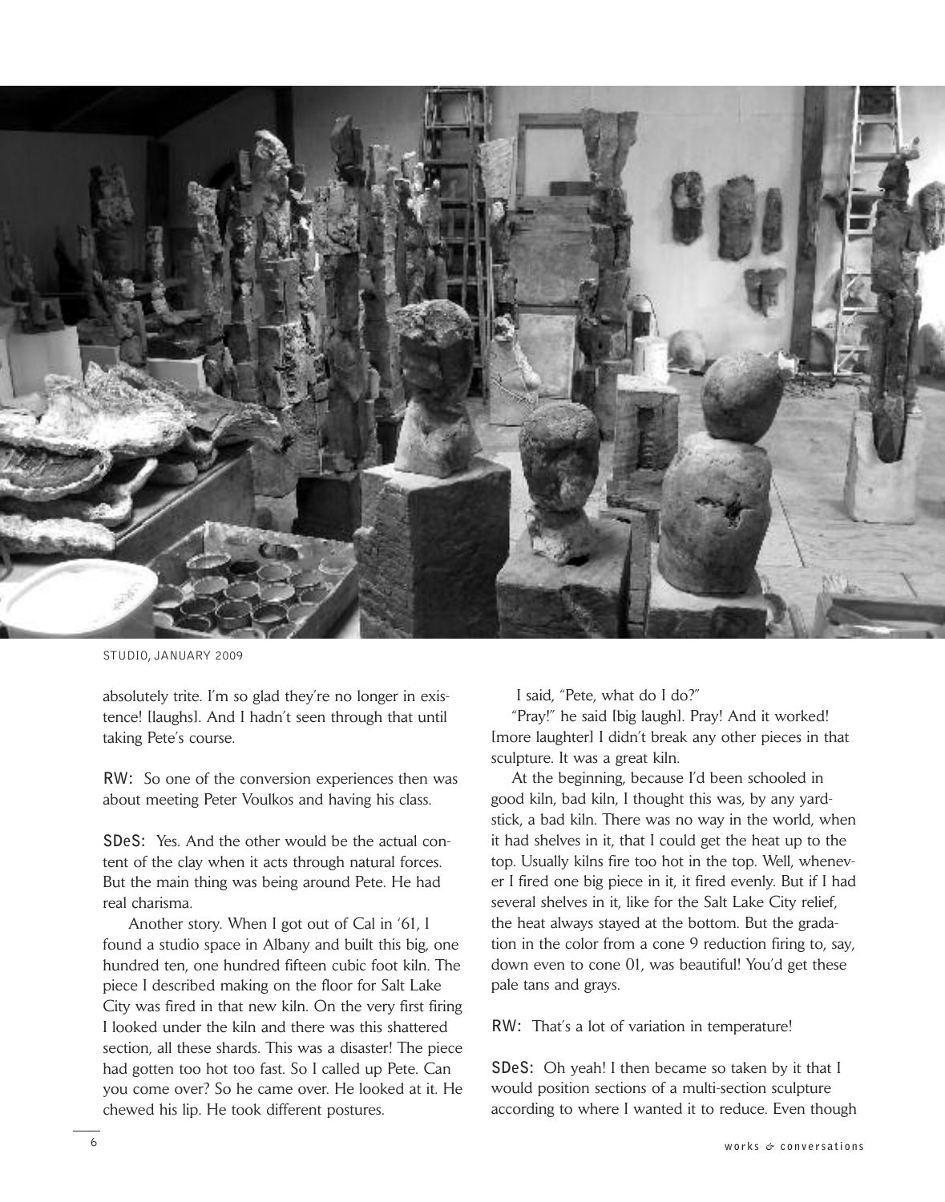STUDIO, JANUARY 2009

absolutely trite. I'm so glad they're no longer in existence! [laughs]. And I hadn't seen through that until taking Pete's course.

**RW:** So one of the conversion experiences then was about meeting Peter Voulkos and having his class.

**SDeS:** Yes. And the other would be the actual content of the clay when it acts through natural forces. But the main thing was being around Pete. He had real charisma.

Another story. When I got out of Cal in '61, I found a studio space in Albany and built this big, one hundred ten, one hundred fifteen cubic foot kiln. The piece I described making on the floor for Salt Lake City was fired in that new kiln. On the very first firing I looked under the kiln and there was this shattered section, all these shards. This was a disaster! The piece had gotten too hot too fast. So I called up Pete. Can you come over? So he came over. He looked at it. He chewed his lip. He took different postures.

I said, "Pete, what do I do?"

"Pray!" he said [big laugh]. Pray! And it worked! [more laughter] I didn't break any other pieces in that sculpture. It was a great kiln.

At the beginning, because I'd been schooled in good kiln, bad kiln, I thought this was, by any yardstick, a bad kiln. There was no way in the world, when it had shelves in it, that I could get the heat up to the top. Usually kilns fire too hot in the top. Well, whenever I fired one big piece in it, it fired evenly. But if I had several shelves in it, like for the Salt Lake City relief, the heat always stayed at the bottom. But the gradation in the color from a cone 9 reduction firing to, say, down even to cone 01, was beautiful! You'd get these pale tans and grays.

**RW:** That's a lot of variation in temperature!

**SDeS:** Oh yeah! I then became so taken by it that I would position sections of a multi-section sculpture according to where I wanted it to reduce. Even though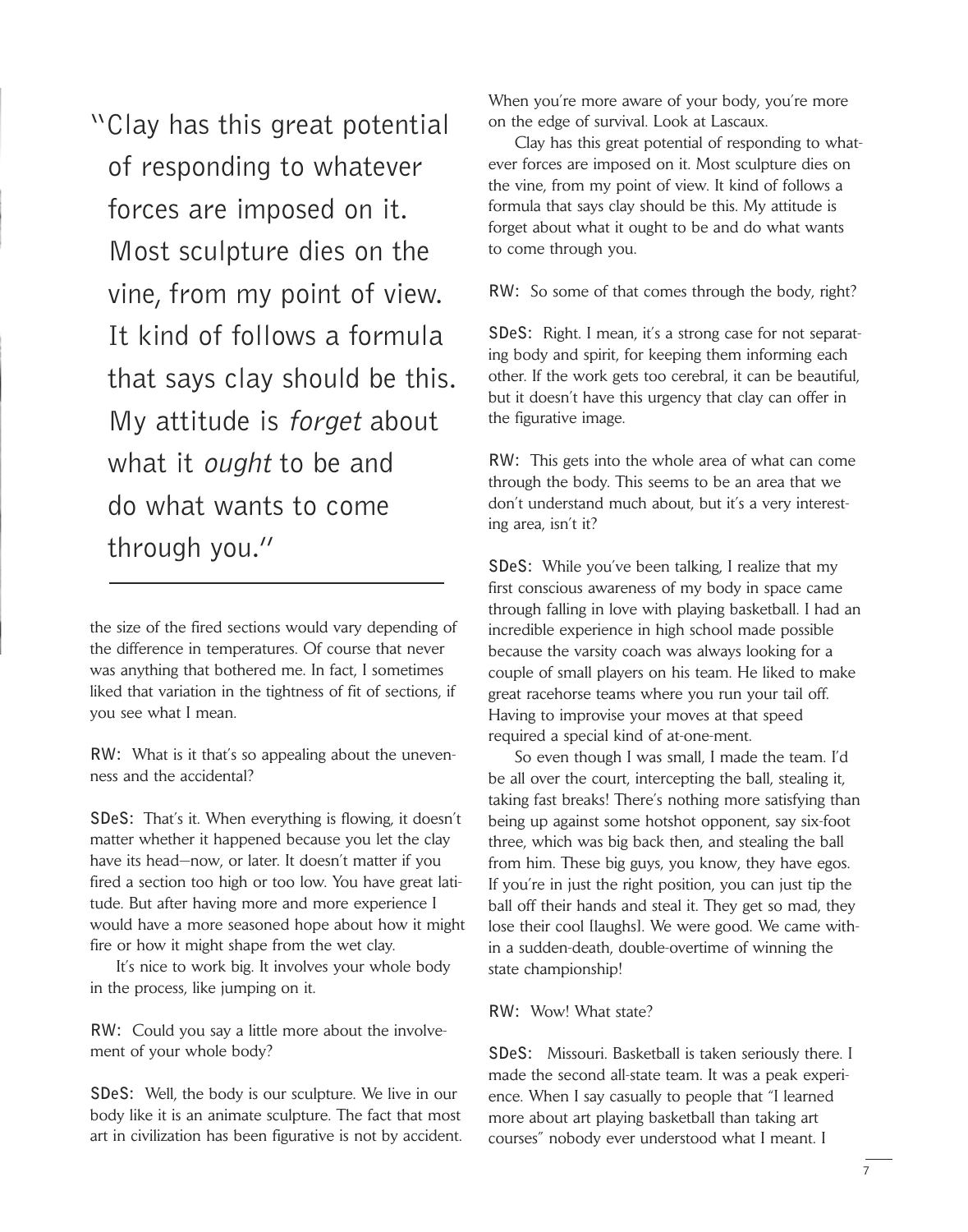> "Clay has this great potential of responding to whatever forces are imposed on it. Most sculpture dies on the vine, from my point of view. It kind of follows a formula that says clay should be this. My attitude is *forget* about what it *ought* to be and do what wants to come through you."

the size of the fired sections would vary depending of the difference in temperatures. Of course that never was anything that bothered me. In fact, I sometimes liked that variation in the tightness of fit of sections, if you see what I mean.

**RW:** What is it that's so appealing about the unevenness and the accidental?

**SDeS:** That's it. When everything is flowing, it doesn't matter whether it happened because you let the clay have its head—now, or later. It doesn't matter if you fired a section too high or too low. You have great latitude. But after having more and more experience I would have a more seasoned hope about how it might fire or how it might shape from the wet clay.

It's nice to work big. It involves your whole body in the process, like jumping on it.

**RW:** Could you say a little more about the involvement of your whole body?

**SDeS:** Well, the body is our sculpture. We live in our body like it is an animate sculpture. The fact that most art in civilization has been figurative is not by accident. When you're more aware of your body, you're more on the edge of survival. Look at Lascaux.

Clay has this great potential of responding to whatever forces are imposed on it. Most sculpture dies on the vine, from my point of view. It kind of follows a formula that says clay should be this. My attitude is forget about what it ought to be and do what wants to come through you.

**RW:** So some of that comes through the body, right?

**SDeS:** Right. I mean, it's a strong case for not separating body and spirit, for keeping them informing each other. If the work gets too cerebral, it can be beautiful, but it doesn't have this urgency that clay can offer in the figurative image.

**RW:** This gets into the whole area of what can come through the body. This seems to be an area that we don't understand much about, but it's a very interesting area, isn't it?

**SDeS:** While you've been talking, I realize that my first conscious awareness of my body in space came through falling in love with playing basketball. I had an incredible experience in high school made possible because the varsity coach was always looking for a couple of small players on his team. He liked to make great racehorse teams where you run your tail off. Having to improvise your moves at that speed required a special kind of at-one-ment.

So even though I was small, I made the team. I'd be all over the court, intercepting the ball, stealing it, taking fast breaks! There's nothing more satisfying than being up against some hotshot opponent, say six-foot three, which was big back then, and stealing the ball from him. These big guys, you know, they have egos. If you're in just the right position, you can just tip the ball off their hands and steal it. They get so mad, they lose their cool [laughs]. We were good. We came within a sudden-death, double-overtime of winning the state championship!

**RW:** Wow! What state?

**SDeS:** Missouri. Basketball is taken seriously there. I made the second all-state team. It was a peak experience. When I say casually to people that "I learned more about art playing basketball than taking art courses" nobody ever understood what I meant. I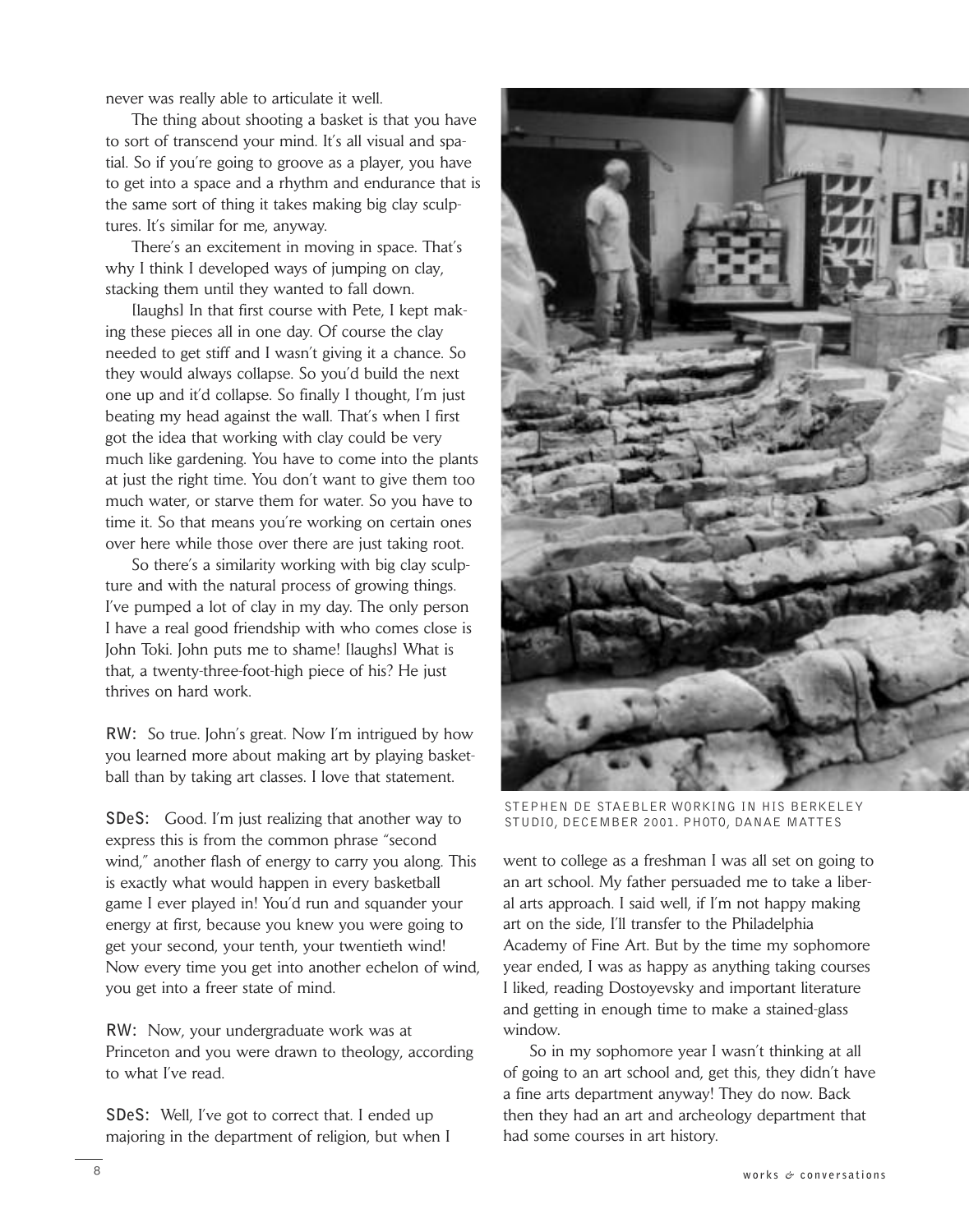never was really able to articulate it well.

The thing about shooting a basket is that you have to sort of transcend your mind. It's all visual and spatial. So if you're going to groove as a player, you have to get into a space and a rhythm and endurance that is the same sort of thing it takes making big clay sculptures. It's similar for me, anyway.

There's an excitement in moving in space. That's why I think I developed ways of jumping on clay, stacking them until they wanted to fall down.

[laughs] In that first course with Pete, I kept making these pieces all in one day. Of course the clay needed to get stiff and I wasn't giving it a chance. So they would always collapse. So you'd build the next one up and it'd collapse. So finally I thought, I'm just beating my head against the wall. That's when I first got the idea that working with clay could be very much like gardening. You have to come into the plants at just the right time. You don't want to give them too much water, or starve them for water. So you have to time it. So that means you're working on certain ones over here while those over there are just taking root.

So there's a similarity working with big clay sculpture and with the natural process of growing things. I've pumped a lot of clay in my day. The only person I have a real good friendship with who comes close is John Toki. John puts me to shame! [laughs] What is that, a twenty-three-foot-high piece of his? He just thrives on hard work.

**RW:** So true. John's great. Now I'm intrigued by how you learned more about making art by playing basketball than by taking art classes. I love that statement.

**SDeS:** Good. I'm just realizing that another way to express this is from the common phrase "second wind," another flash of energy to carry you along. This is exactly what would happen in every basketball game I ever played in! You'd run and squander your energy at first, because you knew you were going to get your second, your tenth, your twentieth wind! Now every time you get into another echelon of wind, you get into a freer state of mind.

**RW:** Now, your undergraduate work was at Princeton and you were drawn to theology, according to what I've read.

**SDeS:** Well, I've got to correct that. I ended up majoring in the department of religion, but when I went to college as a freshman I was all set on going to an art school. My father persuaded me to take a liberal arts approach. I said well, if I'm not happy making art on the side, I'll transfer to the Philadelphia Academy of Fine Art. But by the time my sophomore year ended, I was as happy as anything taking courses I liked, reading Dostoyevsky and important literature and getting in enough time to make a stained-glass window.

So in my sophomore year I wasn't thinking at all of going to an art school and, get this, they didn't have a fine arts department anyway! They do now. Back then they had an art and archeology department that had some courses in art history.

STEPHEN DE STAEBLER WORKING IN HIS BERKELEY STUDIO, DECEMBER 2001. PHOTO, DANAE MATTES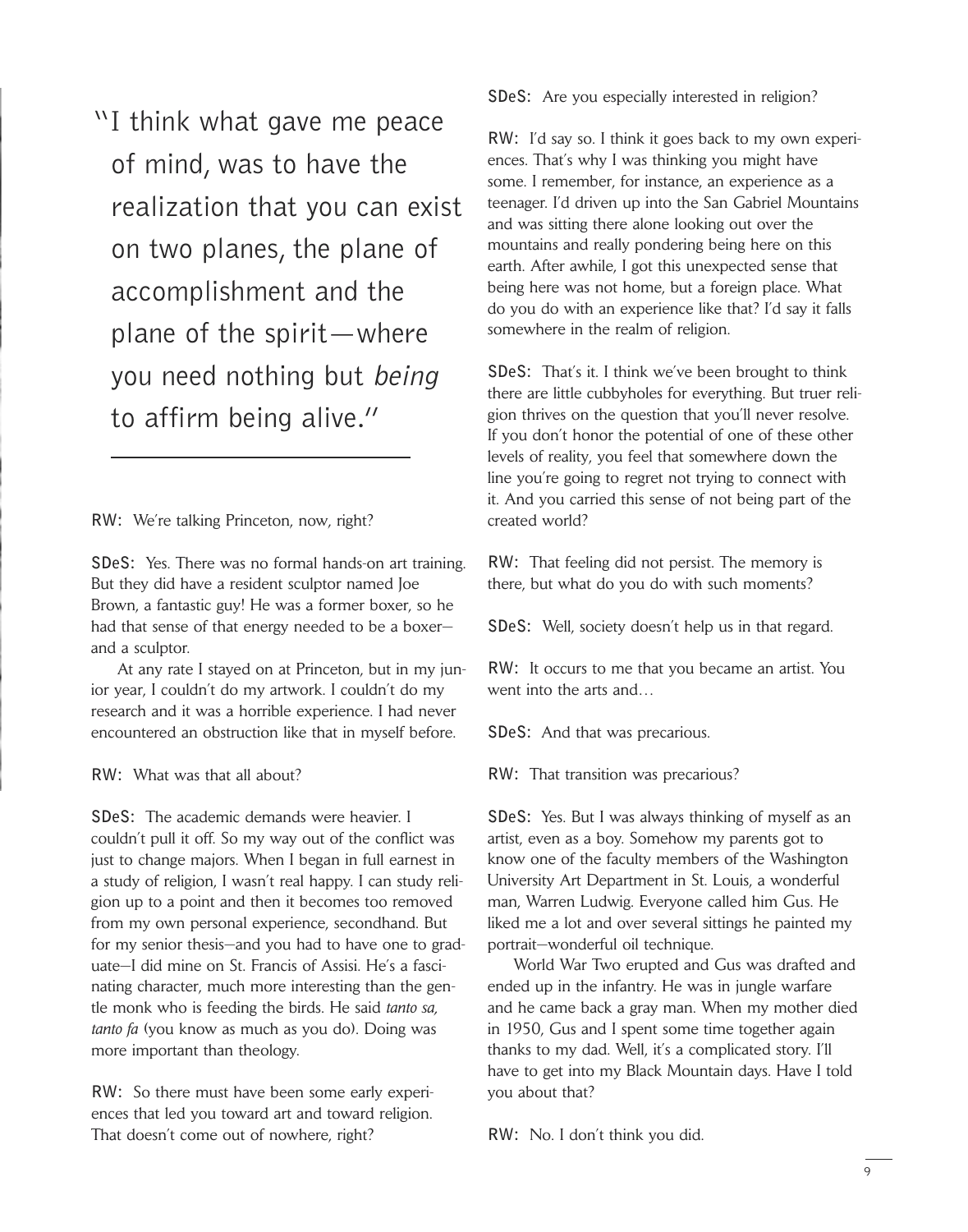> "I think what gave me peace of mind, was to have the realization that you can exist on two planes, the plane of accomplishment and the plane of the spirit—where you need nothing but *being* to affirm being alive."

**RW:** We're talking Princeton, now, right?

**SDeS:** Yes. There was no formal hands-on art training. But they did have a resident sculptor named Joe Brown, a fantastic guy! He was a former boxer, so he had that sense of that energy needed to be a boxer—and a sculptor.

At any rate I stayed on at Princeton, but in my junior year, I couldn't do my artwork. I couldn't do my research and it was a horrible experience. I had never encountered an obstruction like that in myself before.

**RW:** What was that all about?

**SDeS:** The academic demands were heavier. I couldn't pull it off. So my way out of the conflict was just to change majors. When I began in full earnest in a study of religion, I wasn't real happy. I can study religion up to a point and then it becomes too removed from my own personal experience, secondhand. But for my senior thesis—and you had to have one to graduate—I did mine on St. Francis of Assisi. He's a fascinating character, much more interesting than the gentle monk who is feeding the birds. He said *tanto sa, tanto fa* (you know as much as you do). Doing was more important than theology.

**RW:** So there must have been some early experiences that led you toward art and toward religion. That doesn't come out of nowhere, right?

**SDeS:** Are you especially interested in religion?

**RW:** I'd say so. I think it goes back to my own experiences. That's why I was thinking you might have some. I remember, for instance, an experience as a teenager. I'd driven up into the San Gabriel Mountains and was sitting there alone looking out over the mountains and really pondering being here on this earth. After awhile, I got this unexpected sense that being here was not home, but a foreign place. What do you do with an experience like that? I'd say it falls somewhere in the realm of religion.

**SDeS:** That's it. I think we've been brought to think there are little cubbyholes for everything. But truer religion thrives on the question that you'll never resolve. If you don't honor the potential of one of these other levels of reality, you feel that somewhere down the line you're going to regret not trying to connect with it. And you carried this sense of not being part of the created world?

**RW:** That feeling did not persist. The memory is there, but what do you do with such moments?

**SDeS:** Well, society doesn't help us in that regard.

**RW:** It occurs to me that you became an artist. You went into the arts and…

**SDeS:** And that was precarious.

**RW:** That transition was precarious?

**SDeS:** Yes. But I was always thinking of myself as an artist, even as a boy. Somehow my parents got to know one of the faculty members of the Washington University Art Department in St. Louis, a wonderful man, Warren Ludwig. Everyone called him Gus. He liked me a lot and over several sittings he painted my portrait—wonderful oil technique.

World War Two erupted and Gus was drafted and ended up in the infantry. He was in jungle warfare and he came back a gray man. When my mother died in 1950, Gus and I spent some time together again thanks to my dad. Well, it's a complicated story. I'll have to get into my Black Mountain days. Have I told you about that?

**RW:** No. I don't think you did.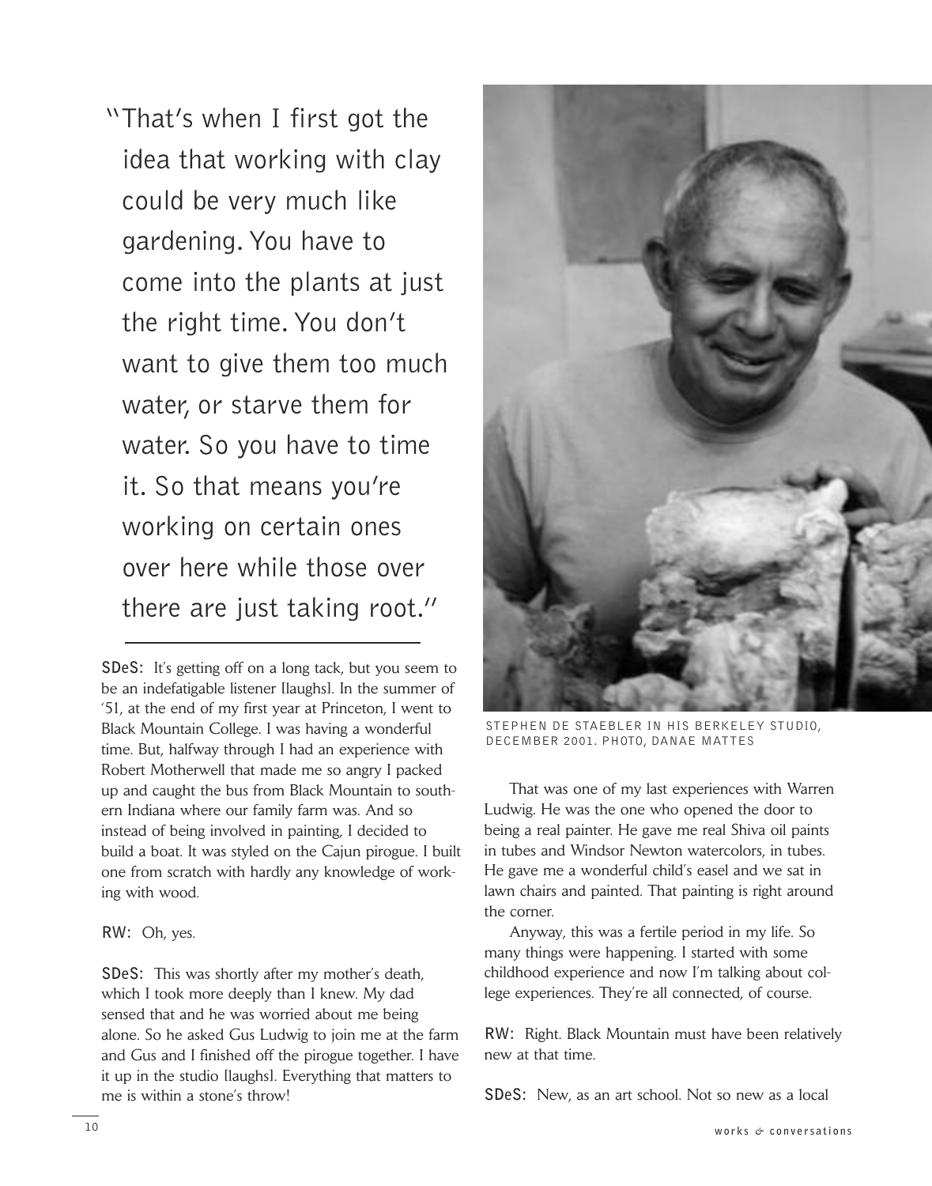"That's when I first got the idea that working with clay could be very much like gardening. You have to come into the plants at just the right time. You don't want to give them too much water, or starve them for water. So you have to time it. So that means you're working on certain ones over here while those over there are just taking root."

**SDeS:** It's getting off on a long tack, but you seem to be an indefatigable listener [laughs]. In the summer of '51, at the end of my first year at Princeton, I went to Black Mountain College. I was having a wonderful time. But, halfway through I had an experience with Robert Motherwell that made me so angry I packed up and caught the bus from Black Mountain to southern Indiana where our family farm was. And so instead of being involved in painting, I decided to build a boat. It was styled on the Cajun pirogue. I built one from scratch with hardly any knowledge of working with wood.

**RW:** Oh, yes.

**SDeS:** This was shortly after my mother's death, which I took more deeply than I knew. My dad sensed that and he was worried about me being alone. So he asked Gus Ludwig to join me at the farm and Gus and I finished off the pirogue together. I have it up in the studio [laughs]. Everything that matters to me is within a stone's throw!

STEPHEN DE STAEBLER IN HIS BERKELEY STUDIO, DECEMBER 2001. PHOTO, DANAE MATTES

That was one of my last experiences with Warren Ludwig. He was the one who opened the door to being a real painter. He gave me real Shiva oil paints in tubes and Windsor Newton watercolors, in tubes. He gave me a wonderful child's easel and we sat in lawn chairs and painted. That painting is right around the corner.

Anyway, this was a fertile period in my life. So many things were happening. I started with some childhood experience and now I'm talking about college experiences. They're all connected, of course.

**RW:** Right. Black Mountain must have been relatively new at that time.

**SDeS:** New, as an art school. Not so new as a local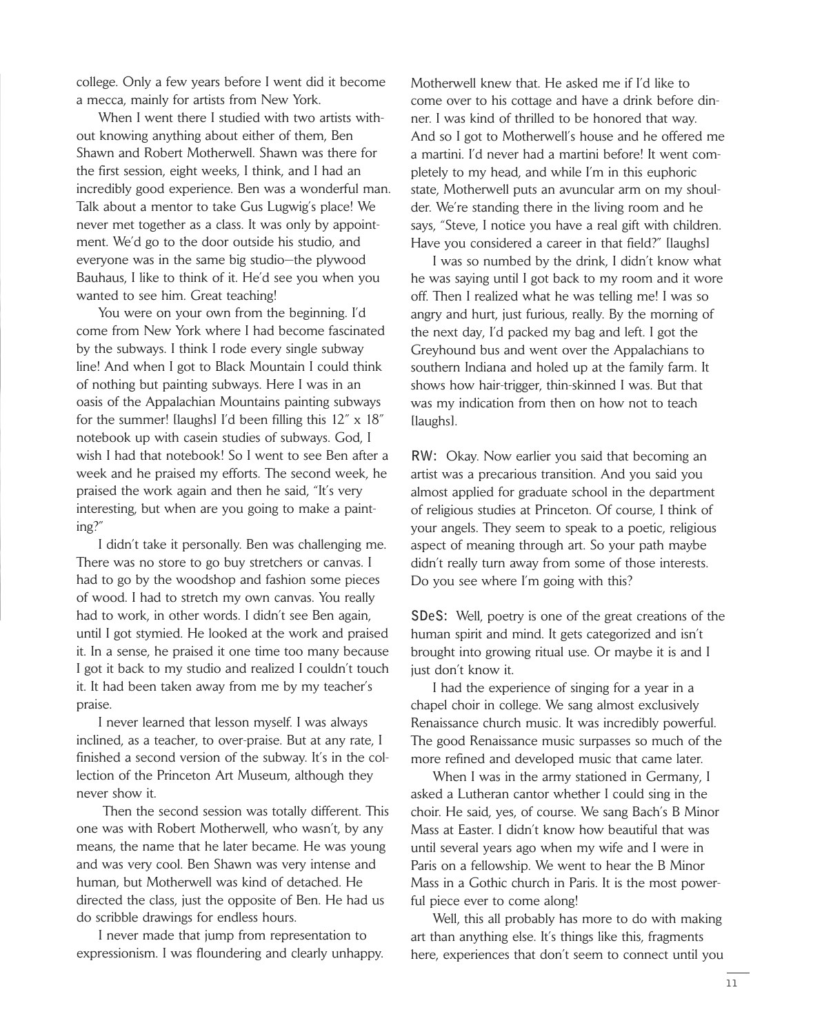college. Only a few years before I went did it become a mecca, mainly for artists from New York.

When I went there I studied with two artists without knowing anything about either of them, Ben Shawn and Robert Motherwell. Shawn was there for the first session, eight weeks, I think, and I had an incredibly good experience. Ben was a wonderful man. Talk about a mentor to take Gus Lugwig's place! We never met together as a class. It was only by appointment. We'd go to the door outside his studio, and everyone was in the same big studio—the plywood Bauhaus, I like to think of it. He'd see you when you wanted to see him. Great teaching!

You were on your own from the beginning. I'd come from New York where I had become fascinated by the subways. I think I rode every single subway line! And when I got to Black Mountain I could think of nothing but painting subways. Here I was in an oasis of the Appalachian Mountains painting subways for the summer! [laughs] I'd been filling this 12″ x 18″ notebook up with casein studies of subways. God, I wish I had that notebook! So I went to see Ben after a week and he praised my efforts. The second week, he praised the work again and then he said, "It's very interesting, but when are you going to make a painting?"

I didn't take it personally. Ben was challenging me. There was no store to go buy stretchers or canvas. I had to go by the woodshop and fashion some pieces of wood. I had to stretch my own canvas. You really had to work, in other words. I didn't see Ben again, until I got stymied. He looked at the work and praised it. In a sense, he praised it one time too many because I got it back to my studio and realized I couldn't touch it. It had been taken away from me by my teacher's praise.

I never learned that lesson myself. I was always inclined, as a teacher, to over-praise. But at any rate, I finished a second version of the subway. It's in the collection of the Princeton Art Museum, although they never show it.

Then the second session was totally different. This one was with Robert Motherwell, who wasn't, by any means, the name that he later became. He was young and was very cool. Ben Shawn was very intense and human, but Motherwell was kind of detached. He directed the class, just the opposite of Ben. He had us do scribble drawings for endless hours.

I never made that jump from representation to expressionism. I was floundering and clearly unhappy. Motherwell knew that. He asked me if I'd like to come over to his cottage and have a drink before dinner. I was kind of thrilled to be honored that way. And so I got to Motherwell's house and he offered me a martini. I'd never had a martini before! It went completely to my head, and while I'm in this euphoric state, Motherwell puts an avuncular arm on my shoulder. We're standing there in the living room and he says, "Steve, I notice you have a real gift with children. Have you considered a career in that field?" [laughs]

I was so numbed by the drink, I didn't know what he was saying until I got back to my room and it wore off. Then I realized what he was telling me! I was so angry and hurt, just furious, really. By the morning of the next day, I'd packed my bag and left. I got the Greyhound bus and went over the Appalachians to southern Indiana and holed up at the family farm. It shows how hair-trigger, thin-skinned I was. But that was my indication from then on how not to teach [laughs].

**RW:** Okay. Now earlier you said that becoming an artist was a precarious transition. And you said you almost applied for graduate school in the department of religious studies at Princeton. Of course, I think of your angels. They seem to speak to a poetic, religious aspect of meaning through art. So your path maybe didn't really turn away from some of those interests. Do you see where I'm going with this?

**SDeS:** Well, poetry is one of the great creations of the human spirit and mind. It gets categorized and isn't brought into growing ritual use. Or maybe it is and I just don't know it.

I had the experience of singing for a year in a chapel choir in college. We sang almost exclusively Renaissance church music. It was incredibly powerful. The good Renaissance music surpasses so much of the more refined and developed music that came later.

When I was in the army stationed in Germany, I asked a Lutheran cantor whether I could sing in the choir. He said, yes, of course. We sang Bach's B Minor Mass at Easter. I didn't know how beautiful that was until several years ago when my wife and I were in Paris on a fellowship. We went to hear the B Minor Mass in a Gothic church in Paris. It is the most powerful piece ever to come along!

Well, this all probably has more to do with making art than anything else. It's things like this, fragments here, experiences that don't seem to connect until you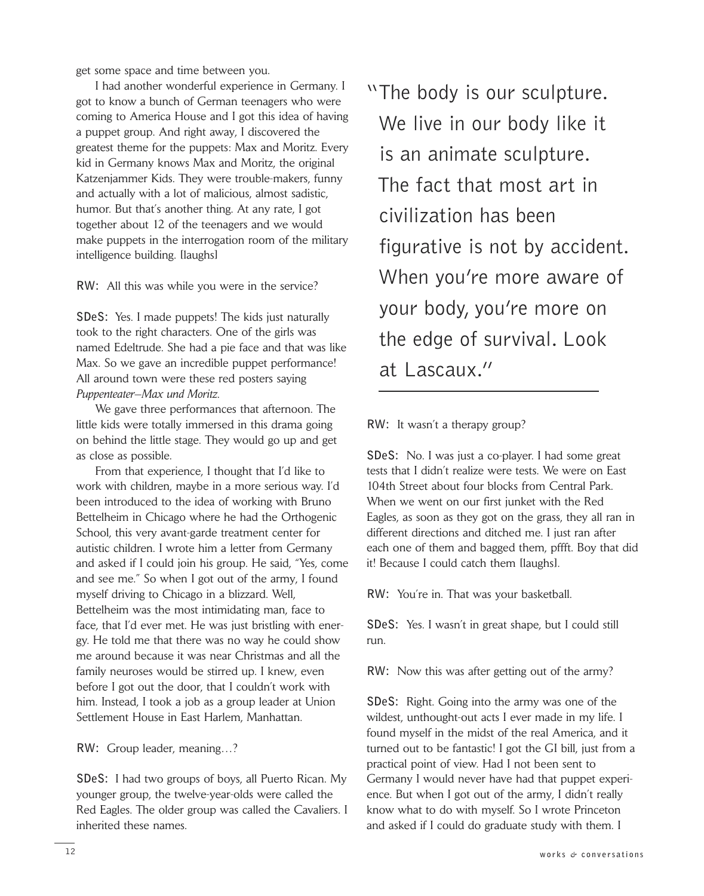get some space and time between you.

I had another wonderful experience in Germany. I got to know a bunch of German teenagers who were coming to America House and I got this idea of having a puppet group. And right away, I discovered the greatest theme for the puppets: Max and Moritz. Every kid in Germany knows Max and Moritz, the original Katzenjammer Kids. They were trouble-makers, funny and actually with a lot of malicious, almost sadistic, humor. But that's another thing. At any rate, I got together about 12 of the teenagers and we would make puppets in the interrogation room of the military intelligence building. [laughs]

**RW:** All this was while you were in the service?

**SDeS:** Yes. I made puppets! The kids just naturally took to the right characters. One of the girls was named Edeltrude. She had a pie face and that was like Max. So we gave an incredible puppet performance! All around town were these red posters saying *Puppenteater–Max und Moritz.*

We gave three performances that afternoon. The little kids were totally immersed in this drama going on behind the little stage. They would go up and get as close as possible.

From that experience, I thought that I'd like to work with children, maybe in a more serious way. I'd been introduced to the idea of working with Bruno Bettelheim in Chicago where he had the Orthogenic School, this very avant-garde treatment center for autistic children. I wrote him a letter from Germany and asked if I could join his group. He said, "Yes, come and see me." So when I got out of the army, I found myself driving to Chicago in a blizzard. Well, Bettelheim was the most intimidating man, face to face, that I'd ever met. He was just bristling with energy. He told me that there was no way he could show me around because it was near Christmas and all the family neuroses would be stirred up. I knew, even before I got out the door, that I couldn't work with him. Instead, I took a job as a group leader at Union Settlement House in East Harlem, Manhattan.

**RW:** Group leader, meaning…?

**SDeS:** I had two groups of boys, all Puerto Rican. My younger group, the twelve-year-olds were called the Red Eagles. The older group was called the Cavaliers. I inherited these names.

> "The body is our sculpture. We live in our body like it is an animate sculpture. The fact that most art in civilization has been figurative is not by accident. When you're more aware of your body, you're more on the edge of survival. Look at Lascaux."

**RW:** It wasn't a therapy group?

**SDeS:** No. I was just a co-player. I had some great tests that I didn't realize were tests. We were on East 104th Street about four blocks from Central Park. When we went on our first junket with the Red Eagles, as soon as they got on the grass, they all ran in different directions and ditched me. I just ran after each one of them and bagged them, pffft. Boy that did it! Because I could catch them [laughs].

**RW:** You're in. That was your basketball.

**SDeS:** Yes. I wasn't in great shape, but I could still run.

**RW:** Now this was after getting out of the army?

**SDeS:** Right. Going into the army was one of the wildest, unthought-out acts I ever made in my life. I found myself in the midst of the real America, and it turned out to be fantastic! I got the GI bill, just from a practical point of view. Had I not been sent to Germany I would never have had that puppet experience. But when I got out of the army, I didn't really know what to do with myself. So I wrote Princeton and asked if I could do graduate study with them. I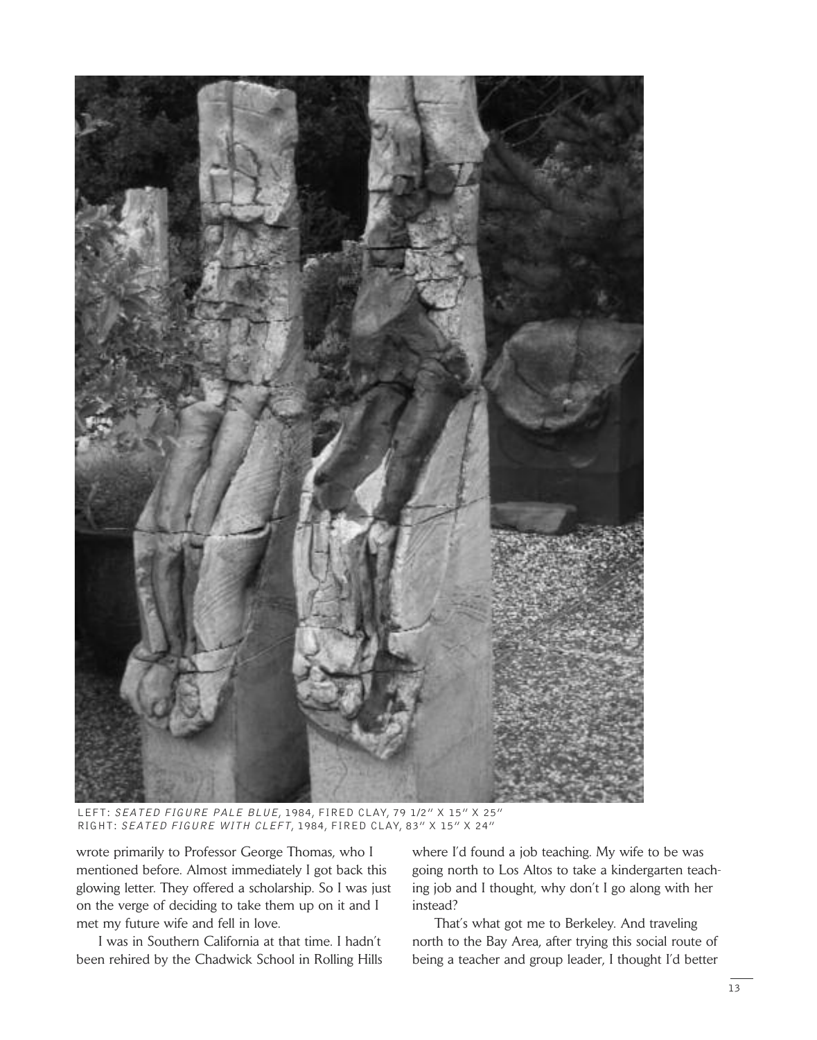LEFT: *SEATED FIGURE PALE BLUE*, 1984, FIRED CLAY, 79 1/2" X 15" X 25"
RIGHT: *SEATED FIGURE WITH CLEFT*, 1984, FIRED CLAY, 83" X 15" X 24"

wrote primarily to Professor George Thomas, who I mentioned before. Almost immediately I got back this glowing letter. They offered a scholarship. So I was just on the verge of deciding to take them up on it and I met my future wife and fell in love.

I was in Southern California at that time. I hadn't been rehired by the Chadwick School in Rolling Hills where I'd found a job teaching. My wife to be was going north to Los Altos to take a kindergarten teaching job and I thought, why don't I go along with her instead?

That's what got me to Berkeley. And traveling north to the Bay Area, after trying this social route of being a teacher and group leader, I thought I'd better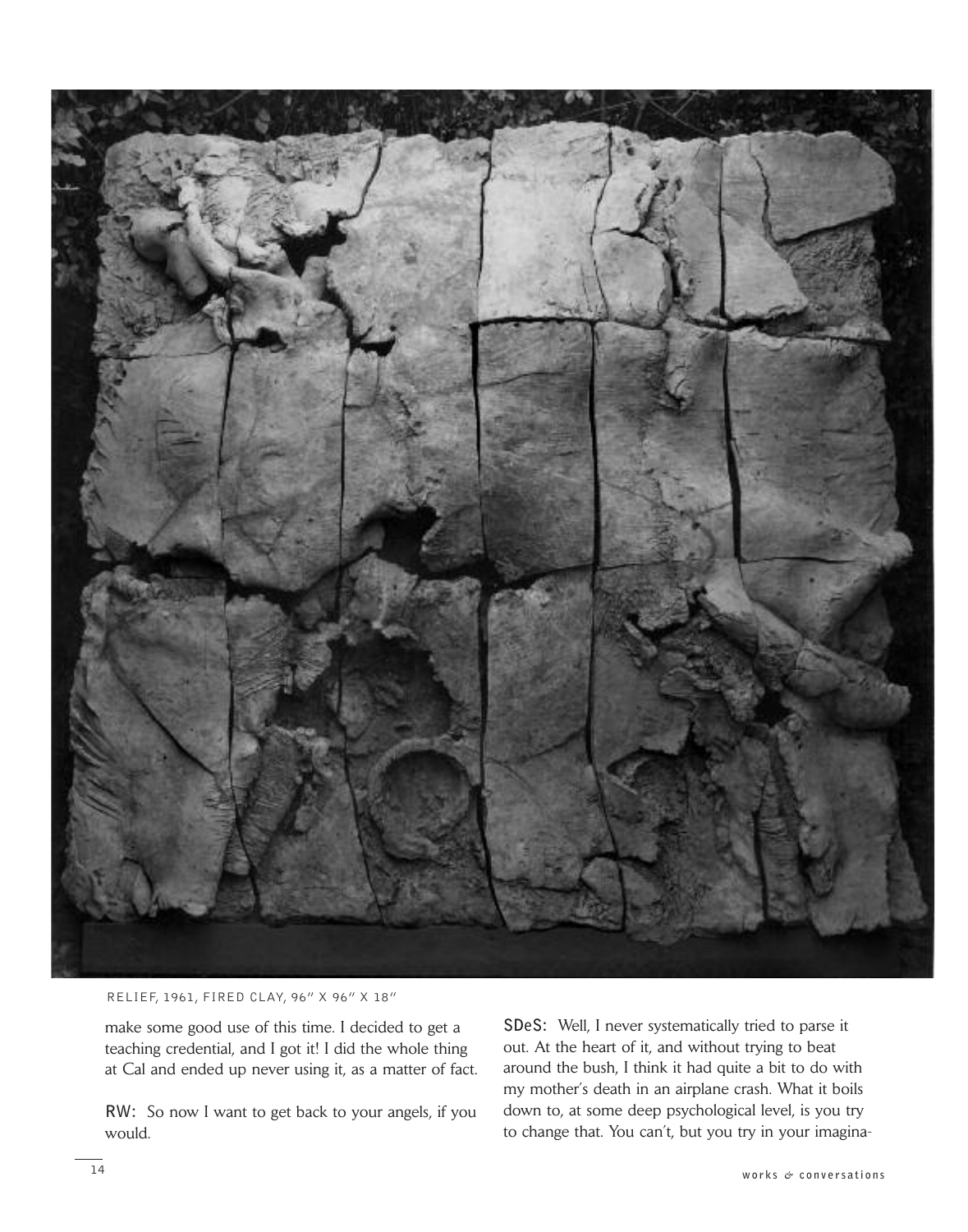RELIEF, 1961, FIRED CLAY, 96" X 96" X 18"

make some good use of this time. I decided to get a teaching credential, and I got it! I did the whole thing at Cal and ended up never using it, as a matter of fact.

**RW:** So now I want to get back to your angels, if you would.

**SDeS:** Well, I never systematically tried to parse it out. At the heart of it, and without trying to beat around the bush, I think it had quite a bit to do with my mother's death in an airplane crash. What it boils down to, at some deep psychological level, is you try to change that. You can't, but you try in your imagina-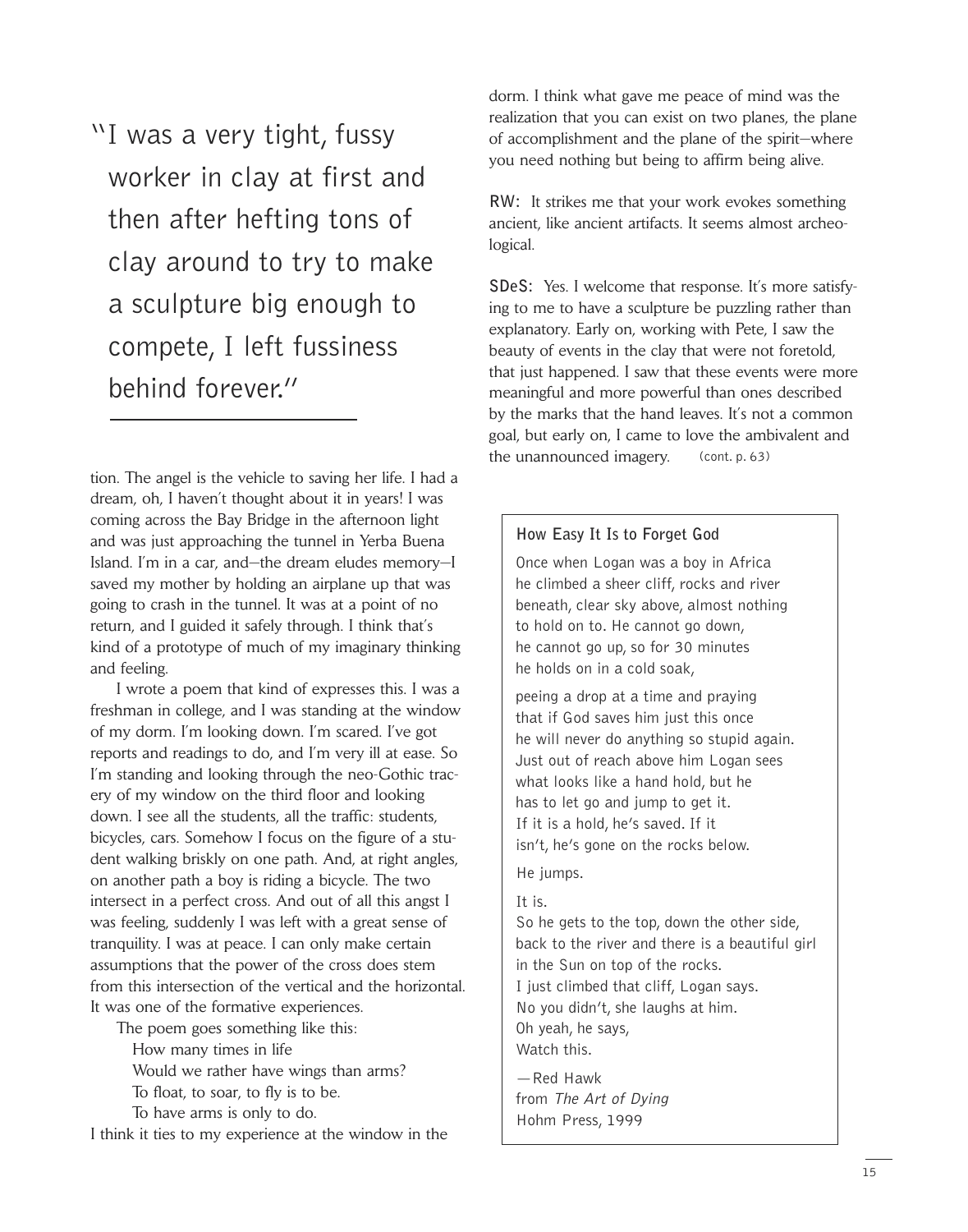> "I was a very tight, fussy worker in clay at first and then after hefting tons of clay around to try to make a sculpture big enough to compete, I left fussiness behind forever."

tion. The angel is the vehicle to saving her life. I had a dream, oh, I haven't thought about it in years! I was coming across the Bay Bridge in the afternoon light and was just approaching the tunnel in Yerba Buena Island. I'm in a car, and—the dream eludes memory—I saved my mother by holding an airplane up that was going to crash in the tunnel. It was at a point of no return, and I guided it safely through. I think that's kind of a prototype of much of my imaginary thinking and feeling.

I wrote a poem that kind of expresses this. I was a freshman in college, and I was standing at the window of my dorm. I'm looking down. I'm scared. I've got reports and readings to do, and I'm very ill at ease. So I'm standing and looking through the neo-Gothic tracery of my window on the third floor and looking down. I see all the students, all the traffic: students, bicycles, cars. Somehow I focus on the figure of a student walking briskly on one path. And, at right angles, on another path a boy is riding a bicycle. The two intersect in a perfect cross. And out of all this angst I was feeling, suddenly I was left with a great sense of tranquility. I was at peace. I can only make certain assumptions that the power of the cross does stem from this intersection of the vertical and the horizontal. It was one of the formative experiences.

The poem goes something like this:

> How many times in life
> Would we rather have wings than arms?
> To float, to soar, to fly is to be.
> To have arms is only to do.

I think it ties to my experience at the window in the dorm. I think what gave me peace of mind was the realization that you can exist on two planes, the plane of accomplishment and the plane of the spirit—where you need nothing but being to affirm being alive.

**RW:** It strikes me that your work evokes something ancient, like ancient artifacts. It seems almost archeological.

**SDeS:** Yes. I welcome that response. It's more satisfying to me to have a sculpture be puzzling rather than explanatory. Early on, working with Pete, I saw the beauty of events in the clay that were not foretold, that just happened. I saw that these events were more meaningful and more powerful than ones described by the marks that the hand leaves. It's not a common goal, but early on, I came to love the ambivalent and the unannounced imagery. (cont. p. 63)

---

**How Easy It Is to Forget God**

Once when Logan was a boy in Africa
he climbed a sheer cliff, rocks and river
beneath, clear sky above, almost nothing
to hold on to. He cannot go down,
he cannot go up, so for 30 minutes
he holds on in a cold soak,

peeing a drop at a time and praying
that if God saves him just this once
he will never do anything so stupid again.
Just out of reach above him Logan sees
what looks like a hand hold, but he
has to let go and jump to get it.
If it is a hold, he's saved. If it
isn't, he's gone on the rocks below.

He jumps.

It is.
So he gets to the top, down the other side,
back to the river and there is a beautiful girl
in the Sun on top of the rocks.
I just climbed that cliff, Logan says.
No you didn't, she laughs at him.
Oh yeah, he says,
Watch this.

—Red Hawk
from *The Art of Dying*
Hohm Press, 1999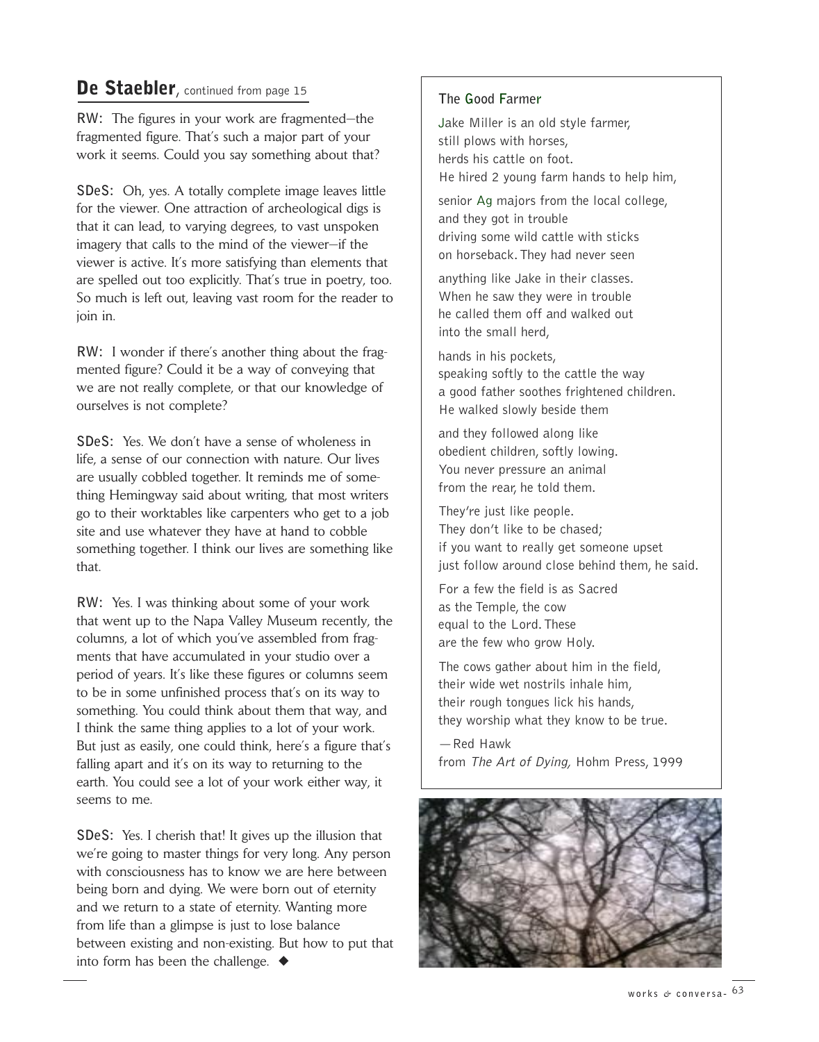## De Staebler, continued from page 15

**RW:** The figures in your work are fragmented—the fragmented figure. That's such a major part of your work it seems. Could you say something about that?

**SDeS:** Oh, yes. A totally complete image leaves little for the viewer. One attraction of archeological digs is that it can lead, to varying degrees, to vast unspoken imagery that calls to the mind of the viewer—if the viewer is active. It's more satisfying than elements that are spelled out too explicitly. That's true in poetry, too. So much is left out, leaving vast room for the reader to join in.

**RW:** I wonder if there's another thing about the fragmented figure? Could it be a way of conveying that we are not really complete, or that our knowledge of ourselves is not complete?

**SDeS:** Yes. We don't have a sense of wholeness in life, a sense of our connection with nature. Our lives are usually cobbled together. It reminds me of something Hemingway said about writing, that most writers go to their worktables like carpenters who get to a job site and use whatever they have at hand to cobble something together. I think our lives are something like that.

**RW:** Yes. I was thinking about some of your work that went up to the Napa Valley Museum recently, the columns, a lot of which you've assembled from fragments that have accumulated in your studio over a period of years. It's like these figures or columns seem to be in some unfinished process that's on its way to something. You could think about them that way, and I think the same thing applies to a lot of your work. But just as easily, one could think, here's a figure that's falling apart and it's on its way to returning to the earth. You could see a lot of your work either way, it seems to me.

**SDeS:** Yes. I cherish that! It gives up the illusion that we're going to master things for very long. Any person with consciousness has to know we are here between being born and dying. We were born out of eternity and we return to a state of eternity. Wanting more from life than a glimpse is just to lose balance between existing and non-existing. But how to put that into form has been the challenge. ◆

### The Good Farmer

Jake Miller is an old style farmer,
still plows with horses,
herds his cattle on foot.
He hired 2 young farm hands to help him,

senior Ag majors from the local college,
and they got in trouble
driving some wild cattle with sticks
on horseback. They had never seen

anything like Jake in their classes.
When he saw they were in trouble
he called them off and walked out
into the small herd,

hands in his pockets,
speaking softly to the cattle the way
a good father soothes frightened children.
He walked slowly beside them

and they followed along like
obedient children, softly lowing.
You never pressure an animal
from the rear, he told them.

They're just like people.
They don't like to be chased;
if you want to really get someone upset
just follow around close behind them, he said.

For a few the field is as Sacred
as the Temple, the cow
equal to the Lord. These
are the few who grow Holy.

The cows gather about him in the field,
their wide wet nostrils inhale him,
their rough tongues lick his hands,
they worship what they know to be true.

—Red Hawk
from *The Art of Dying,* Hohm Press, 1999